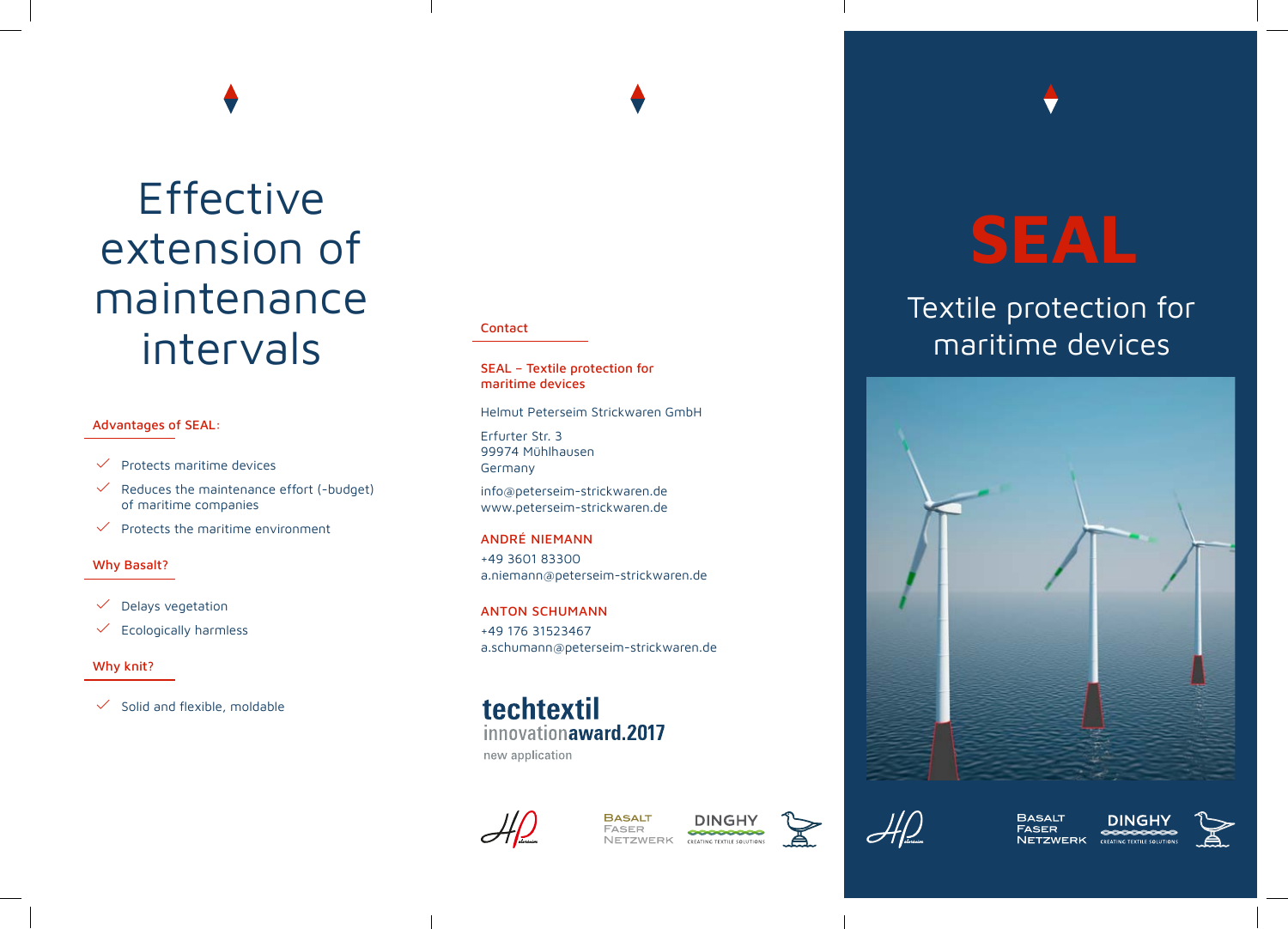# Effective extension of maintenance intervals

## Advantages of SEAL:

- Protects maritime devices
- Reduces the maintenance effort (-budget) of maritime companies
- Protects the maritime environment

## Why Basalt?

- Delays vegetation
- Ecologically harmless

## Why knit?

- Solid and flexible, moldable

## Contact

**SEAL – Textile protection for maritime devices**

Helmut Peterseim Strickwaren GmbH

Erfurter Str. 3
99974 Mühlhausen
Germany

info@peterseim-strickwaren.de
www.peterseim-strickwaren.de

**ANDRÉ NIEMANN**
+49 3601 83300
a.niemann@peterseim-strickwaren.de

**ANTON SCHUMANN**
+49 176 31523467
a.schumann@peterseim-strickwaren.de

techtextil innovationaward.2017
new application

BASALT FASER NETZWERK
DINGHY CREATING TEXTILE SOLUTIONS

# SEAL

## Textile protection for maritime devices

BASALT FASER NETZWERK
DINGHY CREATING TEXTILE SOLUTIONS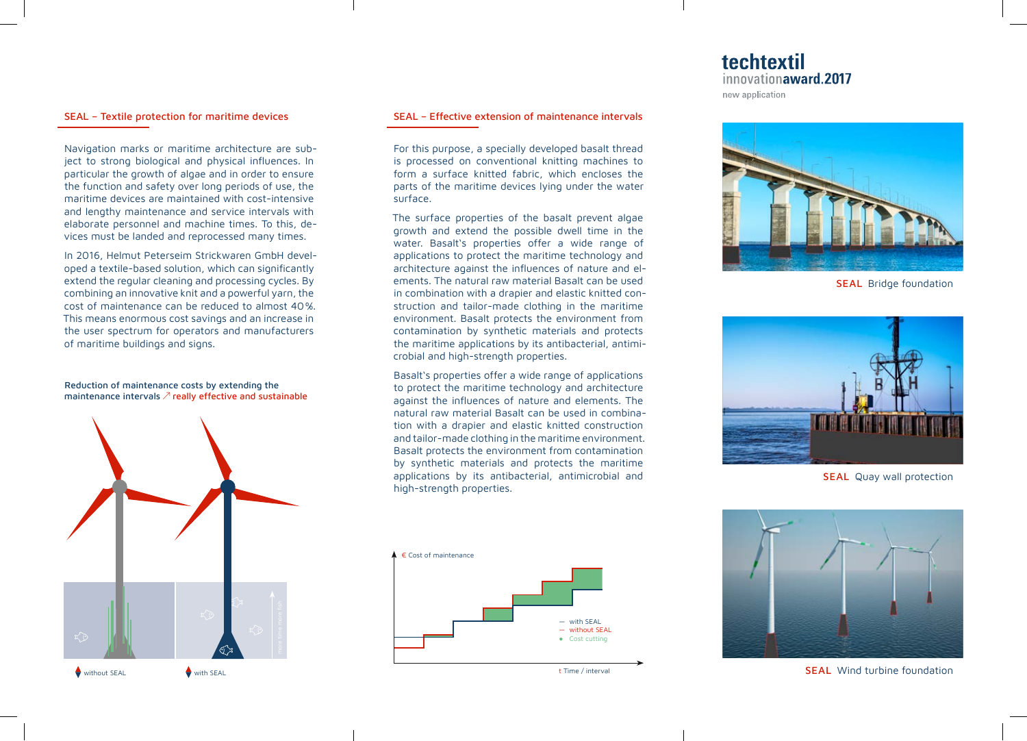# techtextil innovationaward.2017

new application

## SEAL – Textile protection for maritime devices

Navigation marks or maritime architecture are subject to strong biological and physical influences. In particular the growth of algae and in order to ensure the function and safety over long periods of use, the maritime devices are maintained with cost-intensive and lengthy maintenance and service intervals with elaborate personnel and machine times. To this, devices must be landed and reprocessed many times.

In 2016, Helmut Peterseim Strickwaren GmbH developed a textile-based solution, which can significantly extend the regular cleaning and processing cycles. By combining an innovative knit and a powerful yarn, the cost of maintenance can be reduced to almost 40 %. This means enormous cost savings and an increase in the user spectrum for operators and manufacturers of maritime buildings and signs.

Reduction of maintenance costs by extending the maintenance intervals ↗ really effective and sustainable

more time more fish

without SEAL

with SEAL

## SEAL – Effective extension of maintenance intervals

For this purpose, a specially developed basalt thread is processed on conventional knitting machines to form a surface knitted fabric, which encloses the parts of the maritime devices lying under the water surface.

The surface properties of the basalt prevent algae growth and extend the possible dwell time in the water. Basalt's properties offer a wide range of applications to protect the maritime technology and architecture against the influences of nature and elements. The natural raw material Basalt can be used in combination with a drapier and elastic knitted construction and tailor-made clothing in the maritime environment. Basalt protects the environment from contamination by synthetic materials and protects the maritime applications by its antibacterial, antimicrobial and high-strength properties.

Basalt's properties offer a wide range of applications to protect the maritime technology and architecture against the influences of nature and elements. The natural raw material Basalt can be used in combination with a drapier and elastic knitted construction and tailor-made clothing in the maritime environment. Basalt protects the environment from contamination by synthetic materials and protects the maritime applications by its antibacterial, antimicrobial and high-strength properties.

€ Cost of maintenance

— with SEAL
— without SEAL
● Cost cutting

t Time / interval

**SEAL** Bridge foundation

**SEAL** Quay wall protection

**SEAL** Wind turbine foundation